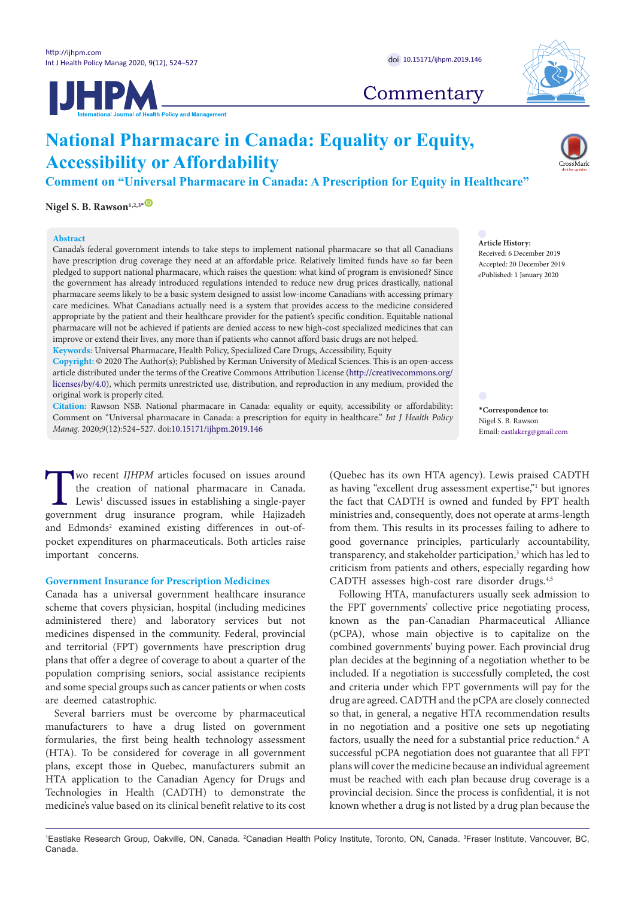# National Pharmacare in Canada: Equality or Equity, Accessibility or Affordability

## Comment on "Universal Pharmacare in Canada: A Prescription for Equity in Healthcare"

**Nigel S. B. Rawson**[1,2,3*]

**Abstract**

Canada's federal government intends to take steps to implement national pharmacare so that all Canadians have prescription drug coverage they need at an affordable price. Relatively limited funds have so far been pledged to support national pharmacare, which raises the question: what kind of program is envisioned? Since the government has already introduced regulations intended to reduce new drug prices drastically, national pharmacare seems likely to be a basic system designed to assist low-income Canadians with accessing primary care medicines. What Canadians actually need is a system that provides access to the medicine considered appropriate by the patient and their healthcare provider for the patient's specific condition. Equitable national pharmacare will not be achieved if patients are denied access to new high-cost specialized medicines that can improve or extend their lives, any more than if patients who cannot afford basic drugs are not helped.

**Keywords:** Universal Pharmacare, Health Policy, Specialized Care Drugs, Accessibility, Equity

**Copyright:** © 2020 The Author(s); Published by Kerman University of Medical Sciences. This is an open-access article distributed under the terms of the Creative Commons Attribution License (http://creativecommons.org/licenses/by/4.0), which permits unrestricted use, distribution, and reproduction in any medium, provided the original work is properly cited.

**Citation:** Rawson NSB. National pharmacare in Canada: equality or equity, accessibility or affordability: Comment on "Universal pharmacare in Canada: a prescription for equity in healthcare." *Int J Health Policy Manag.* 2020;9(12):524–527. doi:10.15171/ijhpm.2019.146

**Article History:**
Received: 6 December 2019
Accepted: 20 December 2019
ePublished: 1 January 2020

***Correspondence to:**
Nigel S. B. Rawson
Email: eastlakerg@gmail.com

Two recent *IJHPM* articles focused on issues around the creation of national pharmacare in Canada. Lewis[1] discussed issues in establishing a single-payer government drug insurance program, while Hajizadeh and Edmonds[2] examined existing differences in out-of-pocket expenditures on pharmaceuticals. Both articles raise important concerns.

## Government Insurance for Prescription Medicines

Canada has a universal government healthcare insurance scheme that covers physician, hospital (including medicines administered there) and laboratory services but not medicines dispensed in the community. Federal, provincial and territorial (FPT) governments have prescription drug plans that offer a degree of coverage to about a quarter of the population comprising seniors, social assistance recipients and some special groups such as cancer patients or when costs are deemed catastrophic.

Several barriers must be overcome by pharmaceutical manufacturers to have a drug listed on government formularies, the first being health technology assessment (HTA). To be considered for coverage in all government plans, except those in Quebec, manufacturers submit an HTA application to the Canadian Agency for Drugs and Technologies in Health (CADTH) to demonstrate the medicine's value based on its clinical benefit relative to its cost (Quebec has its own HTA agency). Lewis praised CADTH as having "excellent drug assessment expertise,"[1] but ignores the fact that CADTH is owned and funded by FPT health ministries and, consequently, does not operate at arms-length from them. This results in its processes failing to adhere to good governance principles, particularly accountability, transparency, and stakeholder participation,[3] which has led to criticism from patients and others, especially regarding how CADTH assesses high-cost rare disorder drugs.[4,5]

Following HTA, manufacturers usually seek admission to the FPT governments' collective price negotiating process, known as the pan-Canadian Pharmaceutical Alliance (pCPA), whose main objective is to capitalize on the combined governments' buying power. Each provincial drug plan decides at the beginning of a negotiation whether to be included. If a negotiation is successfully completed, the cost and criteria under which FPT governments will pay for the drug are agreed. CADTH and the pCPA are closely connected so that, in general, a negative HTA recommendation results in no negotiation and a positive one sets up negotiating factors, usually the need for a substantial price reduction.[6] A successful pCPA negotiation does not guarantee that all FPT plans will cover the medicine because an individual agreement must be reached with each plan because drug coverage is a provincial decision. Since the process is confidential, it is not known whether a drug is not listed by a drug plan because the

[1]Eastlake Research Group, Oakville, ON, Canada. [2]Canadian Health Policy Institute, Toronto, ON, Canada. [3]Fraser Institute, Vancouver, BC, Canada.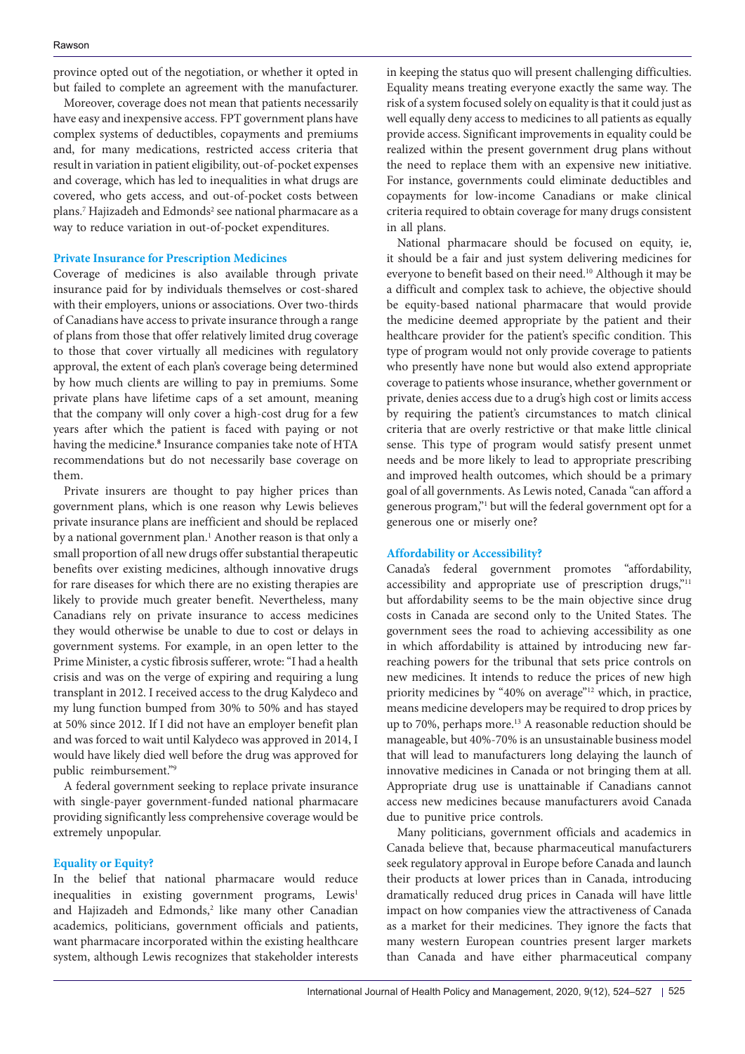province opted out of the negotiation, or whether it opted in but failed to complete an agreement with the manufacturer.

Moreover, coverage does not mean that patients necessarily have easy and inexpensive access. FPT government plans have complex systems of deductibles, copayments and premiums and, for many medications, restricted access criteria that result in variation in patient eligibility, out-of-pocket expenses and coverage, which has led to inequalities in what drugs are covered, who gets access, and out-of-pocket costs between plans.[7] Hajizadeh and Edmonds[2] see national pharmacare as a way to reduce variation in out-of-pocket expenditures.

### Private Insurance for Prescription Medicines

Coverage of medicines is also available through private insurance paid for by individuals themselves or cost-shared with their employers, unions or associations. Over two-thirds of Canadians have access to private insurance through a range of plans from those that offer relatively limited drug coverage to those that cover virtually all medicines with regulatory approval, the extent of each plan's coverage being determined by how much clients are willing to pay in premiums. Some private plans have lifetime caps of a set amount, meaning that the company will only cover a high-cost drug for a few years after which the patient is faced with paying or not having the medicine.[8] Insurance companies take note of HTA recommendations but do not necessarily base coverage on them.

Private insurers are thought to pay higher prices than government plans, which is one reason why Lewis believes private insurance plans are inefficient and should be replaced by a national government plan.[1] Another reason is that only a small proportion of all new drugs offer substantial therapeutic benefits over existing medicines, although innovative drugs for rare diseases for which there are no existing therapies are likely to provide much greater benefit. Nevertheless, many Canadians rely on private insurance to access medicines they would otherwise be unable to due to cost or delays in government systems. For example, in an open letter to the Prime Minister, a cystic fibrosis sufferer, wrote: "I had a health crisis and was on the verge of expiring and requiring a lung transplant in 2012. I received access to the drug Kalydeco and my lung function bumped from 30% to 50% and has stayed at 50% since 2012. If I did not have an employer benefit plan and was forced to wait until Kalydeco was approved in 2014, I would have likely died well before the drug was approved for public reimbursement."[9]

A federal government seeking to replace private insurance with single-payer government-funded national pharmacare providing significantly less comprehensive coverage would be extremely unpopular.

### Equality or Equity?

In the belief that national pharmacare would reduce inequalities in existing government programs, Lewis[1] and Hajizadeh and Edmonds,[2] like many other Canadian academics, politicians, government officials and patients, want pharmacare incorporated within the existing healthcare system, although Lewis recognizes that stakeholder interests in keeping the status quo will present challenging difficulties. Equality means treating everyone exactly the same way. The risk of a system focused solely on equality is that it could just as well equally deny access to medicines to all patients as equally provide access. Significant improvements in equality could be realized within the present government drug plans without the need to replace them with an expensive new initiative. For instance, governments could eliminate deductibles and copayments for low-income Canadians or make clinical criteria required to obtain coverage for many drugs consistent in all plans.

National pharmacare should be focused on equity, ie, it should be a fair and just system delivering medicines for everyone to benefit based on their need.[10] Although it may be a difficult and complex task to achieve, the objective should be equity-based national pharmacare that would provide the medicine deemed appropriate by the patient and their healthcare provider for the patient's specific condition. This type of program would not only provide coverage to patients who presently have none but would also extend appropriate coverage to patients whose insurance, whether government or private, denies access due to a drug's high cost or limits access by requiring the patient's circumstances to match clinical criteria that are overly restrictive or that make little clinical sense. This type of program would satisfy present unmet needs and be more likely to lead to appropriate prescribing and improved health outcomes, which should be a primary goal of all governments. As Lewis noted, Canada "can afford a generous program,"[1] but will the federal government opt for a generous one or miserly one?

### Affordability or Accessibility?

Canada's federal government promotes "affordability, accessibility and appropriate use of prescription drugs,"[11] but affordability seems to be the main objective since drug costs in Canada are second only to the United States. The government sees the road to achieving accessibility as one in which affordability is attained by introducing new far-reaching powers for the tribunal that sets price controls on new medicines. It intends to reduce the prices of new high priority medicines by "40% on average"[12] which, in practice, means medicine developers may be required to drop prices by up to 70%, perhaps more.[13] A reasonable reduction should be manageable, but 40%-70% is an unsustainable business model that will lead to manufacturers long delaying the launch of innovative medicines in Canada or not bringing them at all. Appropriate drug use is unattainable if Canadians cannot access new medicines because manufacturers avoid Canada due to punitive price controls.

Many politicians, government officials and academics in Canada believe that, because pharmaceutical manufacturers seek regulatory approval in Europe before Canada and launch their products at lower prices than in Canada, introducing dramatically reduced drug prices in Canada will have little impact on how companies view the attractiveness of Canada as a market for their medicines. They ignore the facts that many western European countries present larger markets than Canada and have either pharmaceutical company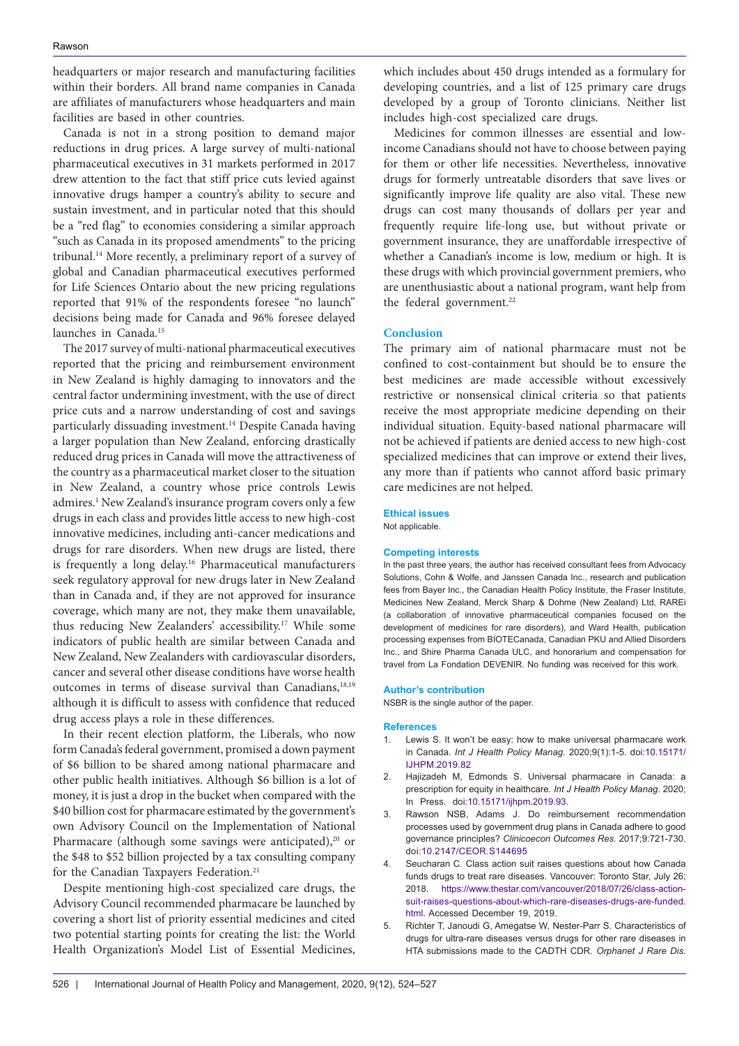headquarters or major research and manufacturing facilities within their borders. All brand name companies in Canada are affiliates of manufacturers whose headquarters and main facilities are based in other countries.

Canada is not in a strong position to demand major reductions in drug prices. A large survey of multi-national pharmaceutical executives in 31 markets performed in 2017 drew attention to the fact that stiff price cuts levied against innovative drugs hamper a country's ability to secure and sustain investment, and in particular noted that this should be a "red flag" to economies considering a similar approach "such as Canada in its proposed amendments" to the pricing tribunal.[14] More recently, a preliminary report of a survey of global and Canadian pharmaceutical executives performed for Life Sciences Ontario about the new pricing regulations reported that 91% of the respondents foresee "no launch" decisions being made for Canada and 96% foresee delayed launches in Canada.[15]

The 2017 survey of multi-national pharmaceutical executives reported that the pricing and reimbursement environment in New Zealand is highly damaging to innovators and the central factor undermining investment, with the use of direct price cuts and a narrow understanding of cost and savings particularly dissuading investment.[14] Despite Canada having a larger population than New Zealand, enforcing drastically reduced drug prices in Canada will move the attractiveness of the country as a pharmaceutical market closer to the situation in New Zealand, a country whose price controls Lewis admires.[1] New Zealand's insurance program covers only a few drugs in each class and provides little access to new high-cost innovative medicines, including anti-cancer medications and drugs for rare disorders. When new drugs are listed, there is frequently a long delay.[16] Pharmaceutical manufacturers seek regulatory approval for new drugs later in New Zealand than in Canada and, if they are not approved for insurance coverage, which many are not, they make them unavailable, thus reducing New Zealanders' accessibility.[17] While some indicators of public health are similar between Canada and New Zealand, New Zealanders with cardiovascular disorders, cancer and several other disease conditions have worse health outcomes in terms of disease survival than Canadians,[18,19] although it is difficult to assess with confidence that reduced drug access plays a role in these differences.

In their recent election platform, the Liberals, who now form Canada's federal government, promised a down payment of $6 billion to be shared among national pharmacare and other public health initiatives. Although $6 billion is a lot of money, it is just a drop in the bucket when compared with the $40 billion cost for pharmacare estimated by the government's own Advisory Council on the Implementation of National Pharmacare (although some savings were anticipated),[20] or the $48 to $52 billion projected by a tax consulting company for the Canadian Taxpayers Federation.[21]

Despite mentioning high-cost specialized care drugs, the Advisory Council recommended pharmacare be launched by covering a short list of priority essential medicines and cited two potential starting points for creating the list: the World Health Organization's Model List of Essential Medicines, which includes about 450 drugs intended as a formulary for developing countries, and a list of 125 primary care drugs developed by a group of Toronto clinicians. Neither list includes high-cost specialized care drugs.

Medicines for common illnesses are essential and low-income Canadians should not have to choose between paying for them or other life necessities. Nevertheless, innovative drugs for formerly untreatable disorders that save lives or significantly improve life quality are also vital. These new drugs can cost many thousands of dollars per year and frequently require life-long use, but without private or government insurance, they are unaffordable irrespective of whether a Canadian's income is low, medium or high. It is these drugs with which provincial government premiers, who are unenthusiastic about a national program, want help from the federal government.[22]

## Conclusion

The primary aim of national pharmacare must not be confined to cost-containment but should be to ensure the best medicines are made accessible without excessively restrictive or nonsensical clinical criteria so that patients receive the most appropriate medicine depending on their individual situation. Equity-based national pharmacare will not be achieved if patients are denied access to new high-cost specialized medicines that can improve or extend their lives, any more than if patients who cannot afford basic primary care medicines are not helped.

### Ethical issues

Not applicable.

### Competing interests

In the past three years, the author has received consultant fees from Advocacy Solutions, Cohn & Wolfe, and Janssen Canada Inc., research and publication fees from Bayer Inc., the Canadian Health Policy Institute, the Fraser Institute, Medicines New Zealand, Merck Sharp & Dohme (New Zealand) Ltd, RAREi (a collaboration of innovative pharmaceutical companies focused on the development of medicines for rare disorders), and Ward Health, publication processing expenses from BIOTECanada, Canadian PKU and Allied Disorders Inc., and Shire Pharma Canada ULC, and honorarium and compensation for travel from La Fondation DEVENIR. No funding was received for this work.

### Author's contribution

NSBR is the single author of the paper.

### References

1. Lewis S. It won't be easy: how to make universal pharmacare work in Canada. *Int J Health Policy Manag*. 2020;9(1):1-5. doi:10.15171/IJHPM.2019.82
2. Hajizadeh M, Edmonds S. Universal pharmacare in Canada: a prescription for equity in healthcare. *Int J Health Policy Manag*. 2020; In Press. doi:10.15171/ijhpm.2019.93.
3. Rawson NSB, Adams J. Do reimbursement recommendation processes used by government drug plans in Canada adhere to good governance principles? *Clinicoecon Outcomes Res*. 2017;9:721-730. doi:10.2147/CEOR.S144695
4. Seucharan C. Class action suit raises questions about how Canada funds drugs to treat rare diseases. Vancouver: Toronto Star, July 26; 2018. https://www.thestar.com/vancouver/2018/07/26/class-action-suit-raises-questions-about-which-rare-diseases-drugs-are-funded.html. Accessed December 19, 2019.
5. Richter T, Janoudi G, Amegatse W, Nester-Parr S. Characteristics of drugs for ultra-rare diseases versus drugs for other rare diseases in HTA submissions made to the CADTH CDR. *Orphanet J Rare Dis*.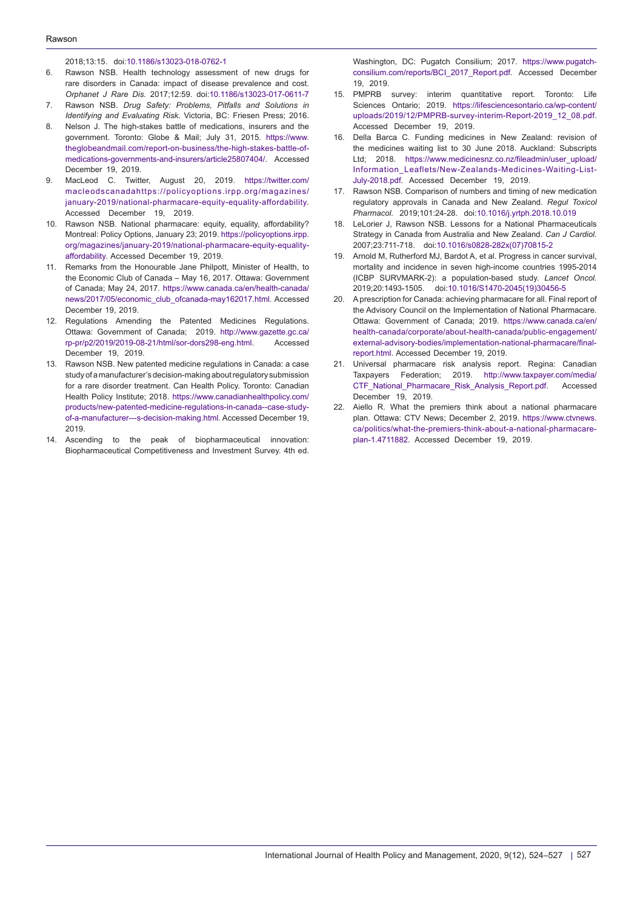2018;13:15. doi:10.1186/s13023-018-0762-1

6. Rawson NSB. Health technology assessment of new drugs for rare disorders in Canada: impact of disease prevalence and cost. *Orphanet J Rare Dis.* 2017;12:59. doi:10.1186/s13023-017-0611-7
7. Rawson NSB. *Drug Safety: Problems, Pitfalls and Solutions in Identifying and Evaluating Risk.* Victoria, BC: Friesen Press; 2016.
8. Nelson J. The high-stakes battle of medications, insurers and the government. Toronto: Globe & Mail; July 31, 2015. https://www.theglobeandmail.com/report-on-business/the-high-stakes-battle-of-medications-governments-and-insurers/article25807404/. Accessed December 19, 2019.
9. MacLeod C. Twitter, August 20, 2019. https://twitter.com/macleodscanadahttps://policyoptions.irpp.org/magazines/january-2019/national-pharmacare-equity-equality-affordability. Accessed December 19, 2019.
10. Rawson NSB. National pharmacare: equity, equality, affordability? Montreal: Policy Options, January 23; 2019. https://policyoptions.irpp.org/magazines/january-2019/national-pharmacare-equity-equality-affordability. Accessed December 19, 2019.
11. Remarks from the Honourable Jane Philpott, Minister of Health, to the Economic Club of Canada – May 16, 2017. Ottawa: Government of Canada; May 24, 2017. https://www.canada.ca/en/health-canada/news/2017/05/economic_club_ofcanada-may162017.html. Accessed December 19, 2019.
12. Regulations Amending the Patented Medicines Regulations. Ottawa: Government of Canada; 2019. http://www.gazette.gc.ca/rp-pr/p2/2019/2019-08-21/html/sor-dors298-eng.html. Accessed December 19, 2019.
13. Rawson NSB. New patented medicine regulations in Canada: a case study of a manufacturer's decision-making about regulatory submission for a rare disorder treatment. Can Health Policy. Toronto: Canadian Health Policy Institute; 2018. https://www.canadianhealthpolicy.com/products/new-patented-medicine-regulations-in-canada--case-study-of-a-manufacturer---s-decision-making.html. Accessed December 19, 2019.
14. Ascending to the peak of biopharmaceutical innovation: Biopharmaceutical Competitiveness and Investment Survey. 4th ed. Washington, DC: Pugatch Consilium; 2017. https://www.pugatch-consilium.com/reports/BCI_2017_Report.pdf. Accessed December 19, 2019.
15. PMPRB survey: interim quantitative report. Toronto: Life Sciences Ontario; 2019. https://lifesciencesontario.ca/wp-content/uploads/2019/12/PMPRB-survey-interim-Report-2019_12_08.pdf. Accessed December 19, 2019.
16. Della Barca C. Funding medicines in New Zealand: revision of the medicines waiting list to 30 June 2018. Auckland: Subscripts Ltd; 2018. https://www.medicinesnz.co.nz/fileadmin/user_upload/Information_Leaflets/New-Zealands-Medicines-Waiting-List-July-2018.pdf. Accessed December 19, 2019.
17. Rawson NSB. Comparison of numbers and timing of new medication regulatory approvals in Canada and New Zealand. *Regul Toxicol Pharmacol.* 2019;101:24-28. doi:10.1016/j.yrtph.2018.10.019
18. LeLorier J, Rawson NSB. Lessons for a National Pharmaceuticals Strategy in Canada from Australia and New Zealand. *Can J Cardiol.* 2007;23:711-718. doi:10.1016/s0828-282x(07)70815-2
19. Arnold M, Rutherford MJ, Bardot A, et al. Progress in cancer survival, mortality and incidence in seven high-income countries 1995-2014 (ICBP SURVMARK-2): a population-based study. *Lancet Oncol.* 2019;20:1493-1505. doi:10.1016/S1470-2045(19)30456-5
20. A prescription for Canada: achieving pharmacare for all. Final report of the Advisory Council on the Implementation of National Pharmacare. Ottawa: Government of Canada; 2019. https://www.canada.ca/en/health-canada/corporate/about-health-canada/public-engagement/external-advisory-bodies/implementation-national-pharmacare/final-report.html. Accessed December 19, 2019.
21. Universal pharmacare risk analysis report. Regina: Canadian Taxpayers Federation; 2019. http://www.taxpayer.com/media/CTF_National_Pharmacare_Risk_Analysis_Report.pdf. Accessed December 19, 2019.
22. Aiello R. What the premiers think about a national pharmacare plan. Ottawa: CTV News; December 2, 2019. https://www.ctvnews.ca/politics/what-the-premiers-think-about-a-national-pharmacare-plan-1.4711882. Accessed December 19, 2019.